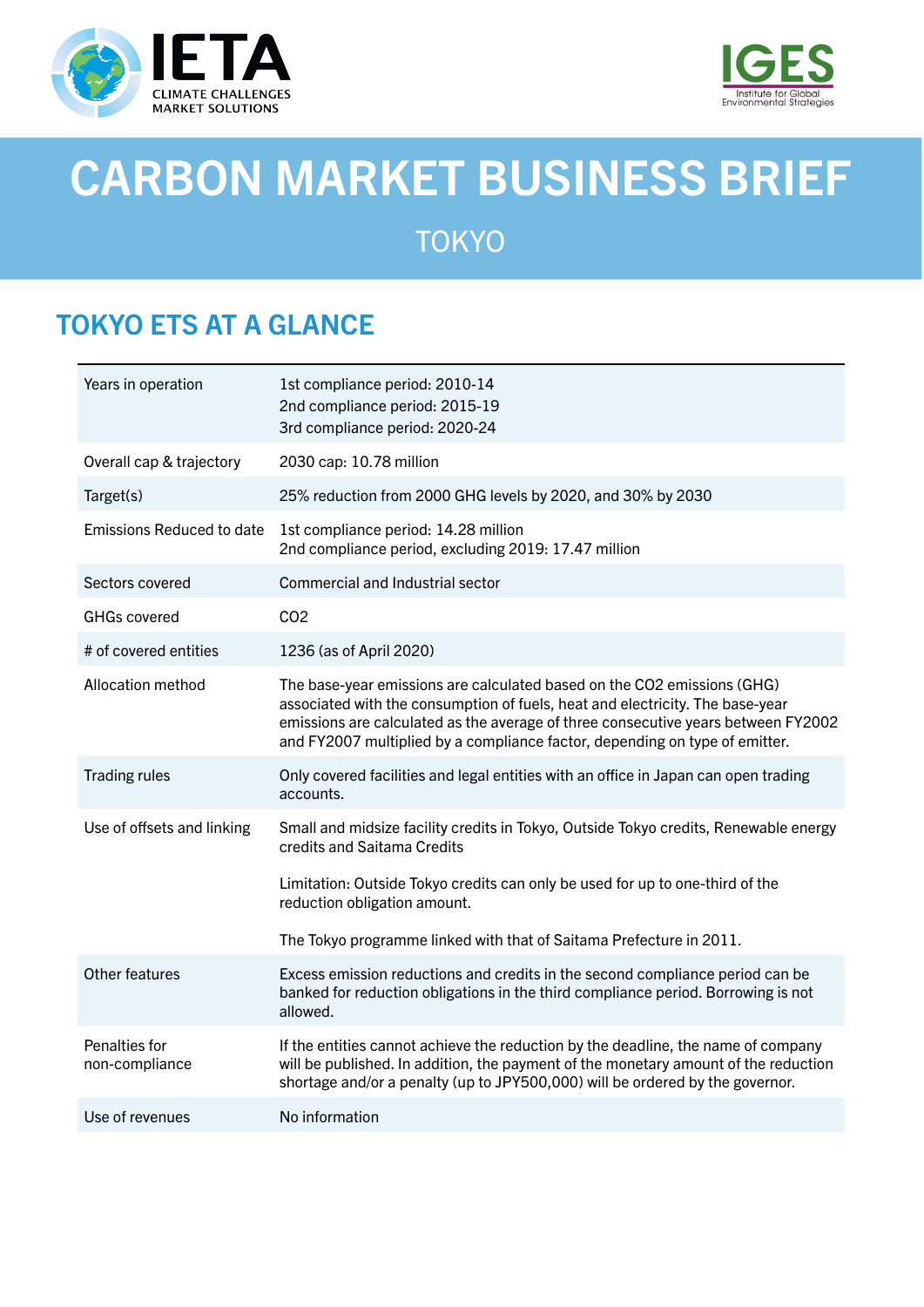# CARBON MARKET BUSINESS BRIEF

## TOKYO

## TOKYO ETS AT A GLANCE

| | |
|---|---|
| Years in operation | 1st compliance period: 2010-14<br>2nd compliance period: 2015-19<br>3rd compliance period: 2020-24 |
| Overall cap & trajectory | 2030 cap: 10.78 million |
| Target(s) | 25% reduction from 2000 GHG levels by 2020, and 30% by 2030 |
| Emissions Reduced to date | 1st compliance period: 14.28 million<br>2nd compliance period, excluding 2019: 17.47 million |
| Sectors covered | Commercial and Industrial sector |
| GHGs covered | $CO_2$ |
| # of covered entities | 1236 (as of April 2020) |
| Allocation method | The base-year emissions are calculated based on the $CO_2$ emissions (GHG) associated with the consumption of fuels, heat and electricity. The base-year emissions are calculated as the average of three consecutive years between FY2002 and FY2007 multiplied by a compliance factor, depending on type of emitter. |
| Trading rules | Only covered facilities and legal entities with an office in Japan can open trading accounts. |
| Use of offsets and linking | Small and midsize facility credits in Tokyo, Outside Tokyo credits, Renewable energy credits and Saitama Credits<br><br>Limitation: Outside Tokyo credits can only be used for up to one-third of the reduction obligation amount.<br><br>The Tokyo programme linked with that of Saitama Prefecture in 2011. |
| Other features | Excess emission reductions and credits in the second compliance period can be banked for reduction obligations in the third compliance period. Borrowing is not allowed. |
| Penalties for non-compliance | If the entities cannot achieve the reduction by the deadline, the name of company will be published. In addition, the payment of the monetary amount of the reduction shortage and/or a penalty (up to JPY500,000) will be ordered by the governor. |
| Use of revenues | No information |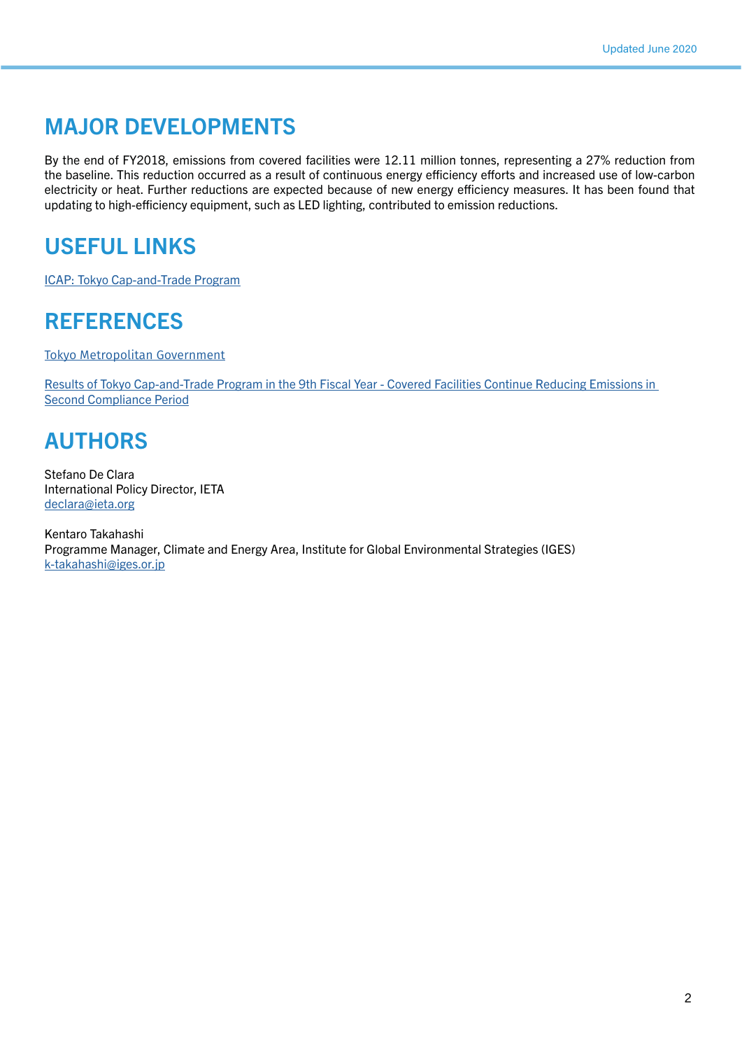## MAJOR DEVELOPMENTS

By the end of FY2018, emissions from covered facilities were 12.11 million tonnes, representing a 27% reduction from the baseline. This reduction occurred as a result of continuous energy efficiency efforts and increased use of low-carbon electricity or heat. Further reductions are expected because of new energy efficiency measures. It has been found that updating to high-efficiency equipment, such as LED lighting, contributed to emission reductions.

## USEFUL LINKS

ICAP: Tokyo Cap-and-Trade Program

## REFERENCES

Tokyo Metropolitan Government

Results of Tokyo Cap-and-Trade Program in the 9th Fiscal Year - Covered Facilities Continue Reducing Emissions in Second Compliance Period

## AUTHORS

Stefano De Clara
International Policy Director, IETA
declara@ieta.org

Kentaro Takahashi
Programme Manager, Climate and Energy Area, Institute for Global Environmental Strategies (IGES)
k-takahashi@iges.or.jp